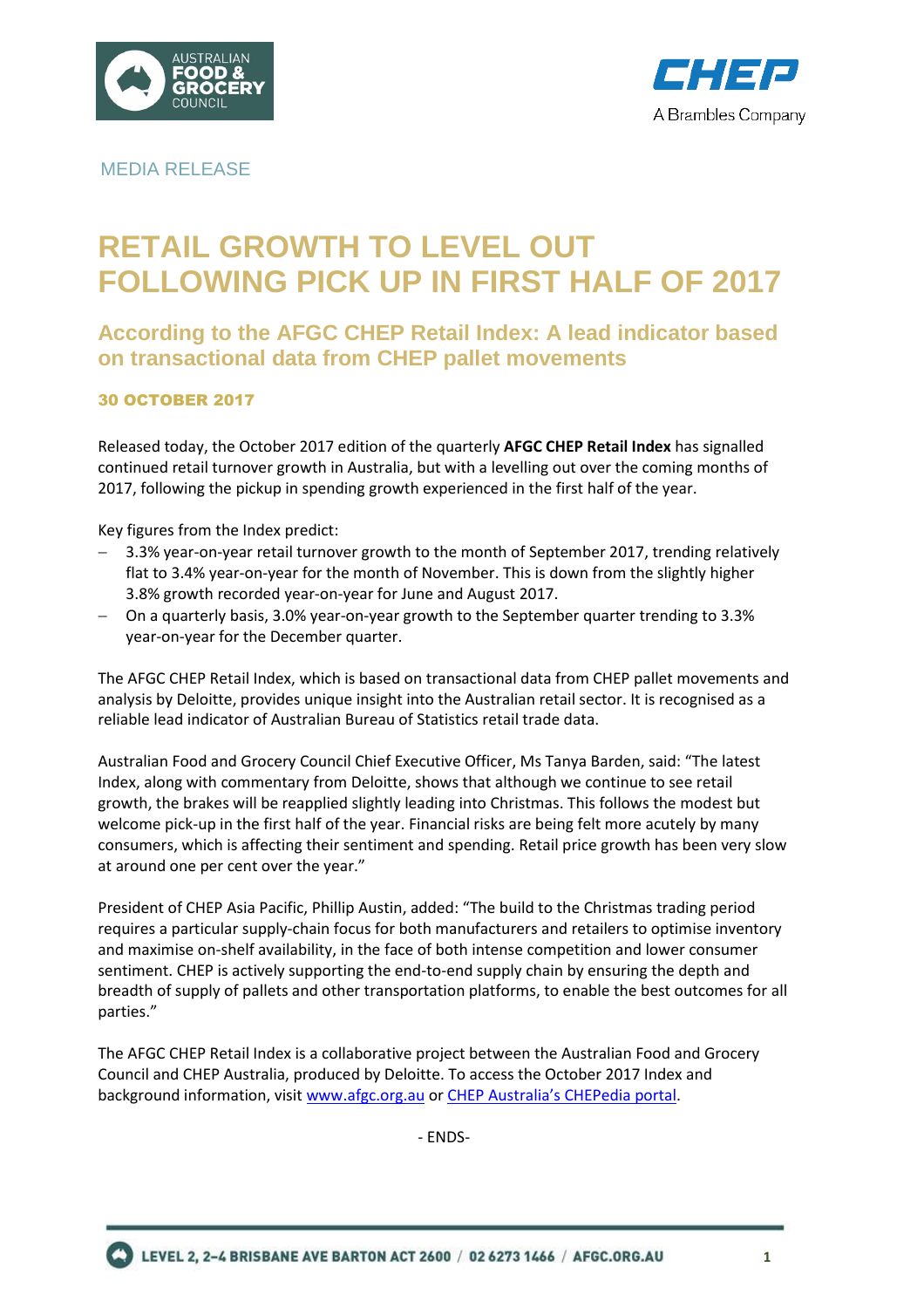MEDIA RELEASE

# RETAIL GROWTH TO LEVEL OUT FOLLOWING PICK UP IN FIRST HALF OF 2017

## According to the AFGC CHEP Retail Index: A lead indicator based on transactional data from CHEP pallet movements

**30 OCTOBER 2017**

Released today, the October 2017 edition of the quarterly **AFGC CHEP Retail Index** has signalled continued retail turnover growth in Australia, but with a levelling out over the coming months of 2017, following the pickup in spending growth experienced in the first half of the year.

Key figures from the Index predict:

- 3.3% year-on-year retail turnover growth to the month of September 2017, trending relatively flat to 3.4% year-on-year for the month of November. This is down from the slightly higher 3.8% growth recorded year-on-year for June and August 2017.
- On a quarterly basis, 3.0% year-on-year growth to the September quarter trending to 3.3% year-on-year for the December quarter.

The AFGC CHEP Retail Index, which is based on transactional data from CHEP pallet movements and analysis by Deloitte, provides unique insight into the Australian retail sector. It is recognised as a reliable lead indicator of Australian Bureau of Statistics retail trade data.

Australian Food and Grocery Council Chief Executive Officer, Ms Tanya Barden, said: "The latest Index, along with commentary from Deloitte, shows that although we continue to see retail growth, the brakes will be reapplied slightly leading into Christmas. This follows the modest but welcome pick-up in the first half of the year. Financial risks are being felt more acutely by many consumers, which is affecting their sentiment and spending. Retail price growth has been very slow at around one per cent over the year."

President of CHEP Asia Pacific, Phillip Austin, added: "The build to the Christmas trading period requires a particular supply-chain focus for both manufacturers and retailers to optimise inventory and maximise on-shelf availability, in the face of both intense competition and lower consumer sentiment. CHEP is actively supporting the end-to-end supply chain by ensuring the depth and breadth of supply of pallets and other transportation platforms, to enable the best outcomes for all parties."

The AFGC CHEP Retail Index is a collaborative project between the Australian Food and Grocery Council and CHEP Australia, produced by Deloitte. To access the October 2017 Index and background information, visit www.afgc.org.au or CHEP Australia's CHEPedia portal.

- ENDS-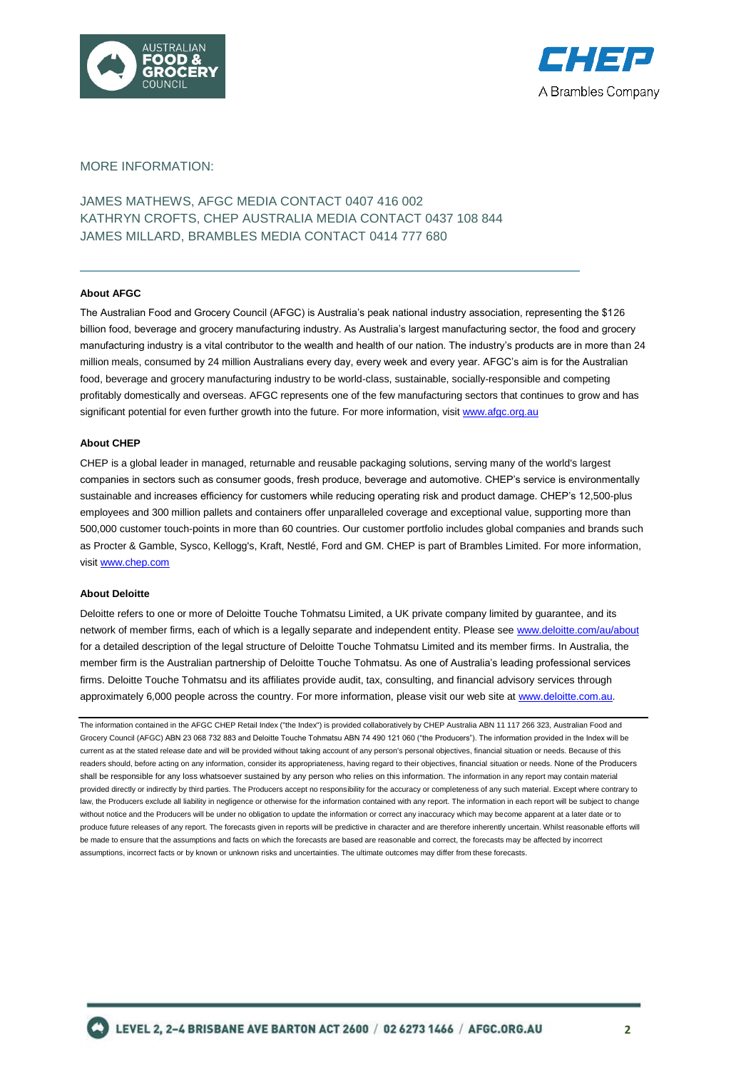MORE INFORMATION:

JAMES MATHEWS, AFGC MEDIA CONTACT 0407 416 002
KATHRYN CROFTS, CHEP AUSTRALIA MEDIA CONTACT 0437 108 844
JAMES MILLARD, BRAMBLES MEDIA CONTACT 0414 777 680

---

**About AFGC**

The Australian Food and Grocery Council (AFGC) is Australia's peak national industry association, representing the $126 billion food, beverage and grocery manufacturing industry. As Australia's largest manufacturing sector, the food and grocery manufacturing industry is a vital contributor to the wealth and health of our nation. The industry's products are in more than 24 million meals, consumed by 24 million Australians every day, every week and every year. AFGC's aim is for the Australian food, beverage and grocery manufacturing industry to be world-class, sustainable, socially-responsible and competing profitably domestically and overseas. AFGC represents one of the few manufacturing sectors that continues to grow and has significant potential for even further growth into the future. For more information, visit www.afgc.org.au

**About CHEP**

CHEP is a global leader in managed, returnable and reusable packaging solutions, serving many of the world's largest companies in sectors such as consumer goods, fresh produce, beverage and automotive. CHEP's service is environmentally sustainable and increases efficiency for customers while reducing operating risk and product damage. CHEP's 12,500-plus employees and 300 million pallets and containers offer unparalleled coverage and exceptional value, supporting more than 500,000 customer touch-points in more than 60 countries. Our customer portfolio includes global companies and brands such as Procter & Gamble, Sysco, Kellogg's, Kraft, Nestlé, Ford and GM. CHEP is part of Brambles Limited. For more information, visit www.chep.com

**About Deloitte**

Deloitte refers to one or more of Deloitte Touche Tohmatsu Limited, a UK private company limited by guarantee, and its network of member firms, each of which is a legally separate and independent entity. Please see www.deloitte.com/au/about for a detailed description of the legal structure of Deloitte Touche Tohmatsu Limited and its member firms. In Australia, the member firm is the Australian partnership of Deloitte Touche Tohmatsu. As one of Australia's leading professional services firms. Deloitte Touche Tohmatsu and its affiliates provide audit, tax, consulting, and financial advisory services through approximately 6,000 people across the country. For more information, please visit our web site at www.deloitte.com.au.

---

The information contained in the AFGC CHEP Retail Index ("the Index") is provided collaboratively by CHEP Australia ABN 11 117 266 323, Australian Food and Grocery Council (AFGC) ABN 23 068 732 883 and Deloitte Touche Tohmatsu ABN 74 490 121 060 ("the Producers"). The information provided in the Index will be current as at the stated release date and will be provided without taking account of any person's personal objectives, financial situation or needs. Because of this readers should, before acting on any information, consider its appropriateness, having regard to their objectives, financial situation or needs. None of the Producers shall be responsible for any loss whatsoever sustained by any person who relies on this information. The information in any report may contain material provided directly or indirectly by third parties. The Producers accept no responsibility for the accuracy or completeness of any such material. Except where contrary to law, the Producers exclude all liability in negligence or otherwise for the information contained with any report. The information in each report will be subject to change without notice and the Producers will be under no obligation to update the information or correct any inaccuracy which may become apparent at a later date or to produce future releases of any report. The forecasts given in reports will be predictive in character and are therefore inherently uncertain. Whilst reasonable efforts will be made to ensure that the assumptions and facts on which the forecasts are based are reasonable and correct, the forecasts may be affected by incorrect assumptions, incorrect facts or by known or unknown risks and uncertainties. The ultimate outcomes may differ from these forecasts.